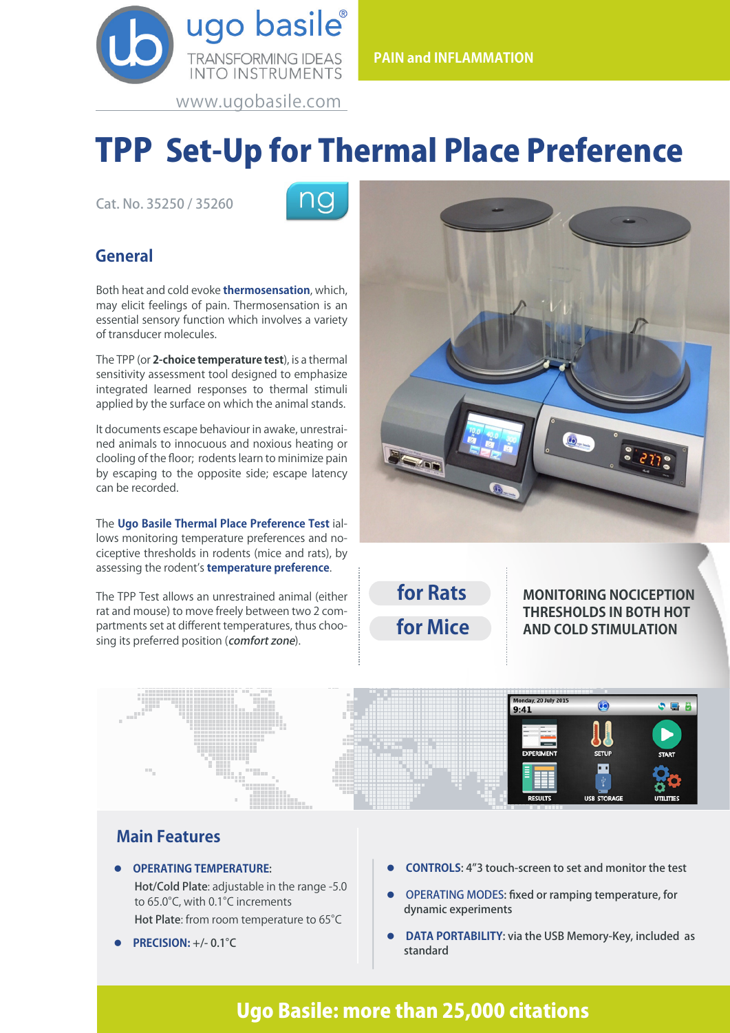ugo basile®
TRANSFORMING IDEAS INTO INSTRUMENTS
www.ugobasile.com

PAIN and INFLAMMATION

# TPP Set-Up for Thermal Place Preference

Cat. No. 35250 / 35260

## General

Both heat and cold evoke **thermosensation**, which, may elicit feelings of pain. Thermosensation is an essential sensory function which involves a variety of transducer molecules.

The TPP (or **2-choice temperature test**), is a thermal sensitivity assessment tool designed to emphasize integrated learned responses to thermal stimuli applied by the surface on which the animal stands.

It documents escape behaviour in awake, unrestrained animals to innocuous and noxious heating or clooling of the floor; rodents learn to minimize pain by escaping to the opposite side; escape latency can be recorded.

The **Ugo Basile Thermal Place Preference Test** iallows monitoring temperature preferences and nociceptive thresholds in rodents (mice and rats), by assessing the rodent's **temperature preference**.

The TPP Test allows an unrestrained animal (either rat and mouse) to move freely between two 2 compartments set at different temperatures, thus choosing its preferred position (***comfort zone***).

**for Rats**

**for Mice**

**MONITORING NOCICEPTION THRESHOLDS IN BOTH HOT AND COLD STIMULATION**

## Main Features

- **OPERATING TEMPERATURE:**
  Hot/Cold Plate: adjustable in the range -5.0 to 65.0°C, with 0.1°C increments
  Hot Plate: from room temperature to 65°C
- **PRECISION:** +/- 0.1°C
- **CONTROLS:** 4"3 touch-screen to set and monitor the test
- **OPERATING MODES:** fixed or ramping temperature, for dynamic experiments
- **DATA PORTABILITY:** via the USB Memory-Key, included as standard

**Ugo Basile: more than 25,000 citations**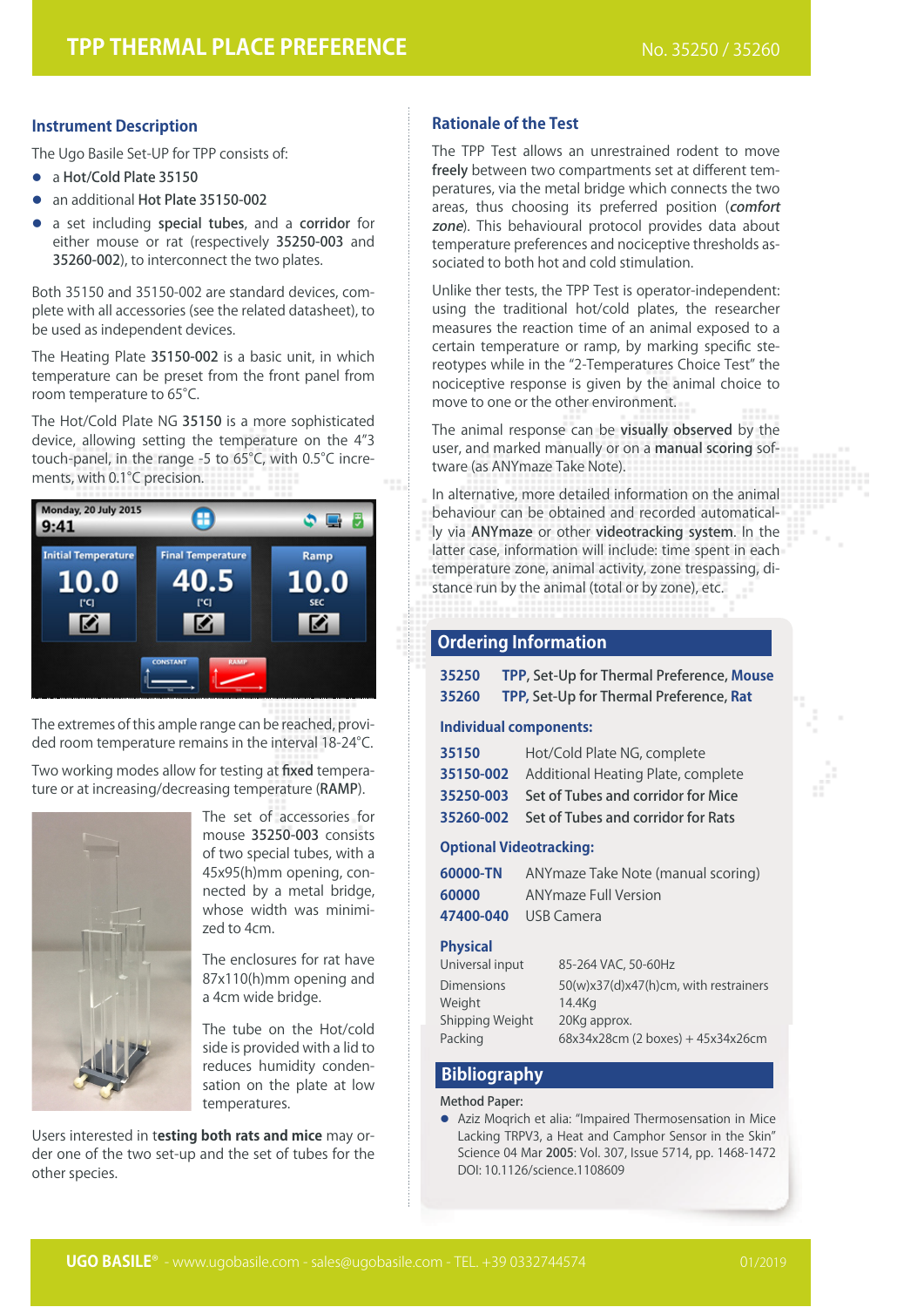# TPP THERMAL PLACE PREFERENCE

No. 35250 / 35260

## Instrument Description

The Ugo Basile Set-UP for TPP consists of:

- a **Hot/Cold Plate 35150**
- an additional **Hot Plate 35150-002**
- a set including **special tubes**, and a **corridor** for either mouse or rat (respectively **35250-003** and **35260-002**), to interconnect the two plates.

Both 35150 and 35150-002 are standard devices, complete with all accessories (see the related datasheet), to be used as independent devices.

The Heating Plate **35150-002** is a basic unit, in which temperature can be preset from the front panel from room temperature to 65°C.

The Hot/Cold Plate NG **35150** is a more sophisticated device, allowing setting the temperature on the 4"3 touch-panel, in the range -5 to 65°C, with 0.5°C increments, with 0.1°C precision.

The extremes of this ample range can be reached, provided room temperature remains in the interval 18-24°C.

Two working modes allow for testing at **fixed** temperature or at increasing/decreasing temperature (**RAMP**).

The set of accessories for mouse **35250-003** consists of two special tubes, with a 45x95(h)mm opening, connected by a metal bridge, whose width was minimized to 4cm.

The enclosures for rat have 87x110(h)mm opening and a 4cm wide bridge.

The tube on the Hot/cold side is provided with a lid to reduces humidity condensation on the plate at low temperatures.

Users interested in **testing both rats and mice** may order one of the two set-up and the set of tubes for the other species.

## Rationale of the Test

The TPP Test allows an unrestrained rodent to move **freely** between two compartments set at different temperatures, via the metal bridge which connects the two areas, thus choosing its preferred position (***comfort zone***). This behavioural protocol provides data about temperature preferences and nociceptive thresholds associated to both hot and cold stimulation.

Unlike ther tests, the TPP Test is operator-independent: using the traditional hot/cold plates, the researcher measures the reaction time of an animal exposed to a certain temperature or ramp, by marking specific stereotypes while in the "2-Temperatures Choice Test" the nociceptive response is given by the animal choice to move to one or the other environment.

The animal response can be **visually observed** by the user, and marked manually or on a **manual scoring** software (as ANYmaze Take Note).

In alternative, more detailed information on the animal behaviour can be obtained and recorded automatically via **ANYmaze** or other **videotracking system**. In the latter case, information will include: time spent in each temperature zone, animal activity, zone trespassing, distance run by the animal (total or by zone), etc.

## Ordering Information

| | |
|---|---|
| **35250** | **TPP**, Set-Up for Thermal Preference, **Mouse** |
| **35260** | **TPP**, Set-Up for Thermal Preference, **Rat** |

**Individual components:**

| | |
|---|---|
| **35150** | Hot/Cold Plate NG, complete |
| **35150-002** | Additional Heating Plate, complete |
| **35250-003** | Set of Tubes and corridor for Mice |
| **35260-002** | Set of Tubes and corridor for Rats |

**Optional Videotracking:**

| | |
|---|---|
| **60000-TN** | ANYmaze Take Note (manual scoring) |
| **60000** | ANYmaze Full Version |
| **47400-040** | USB Camera |

**Physical**

| | |
|---|---|
| Universal input | 85-264 VAC, 50-60Hz |
| Dimensions | 50(w)x37(d)x47(h)cm, with restrainers |
| Weight | 14.4Kg |
| Shipping Weight | 20Kg approx. |
| Packing | 68x34x28cm (2 boxes) + 45x34x26cm |

## Bibliography

Method Paper:

- Aziz Moqrich et alia: "Impaired Thermosensation in Mice Lacking TRPV3, a Heat and Camphor Sensor in the Skin" Science 04 Mar **2005**: Vol. 307, Issue 5714, pp. 1468-1472 DOI: 10.1126/science.1108609

**UGO BASILE**® - www.ugobasile.com - sales@ugobasile.com - TEL. +39 0332744574

01/2019